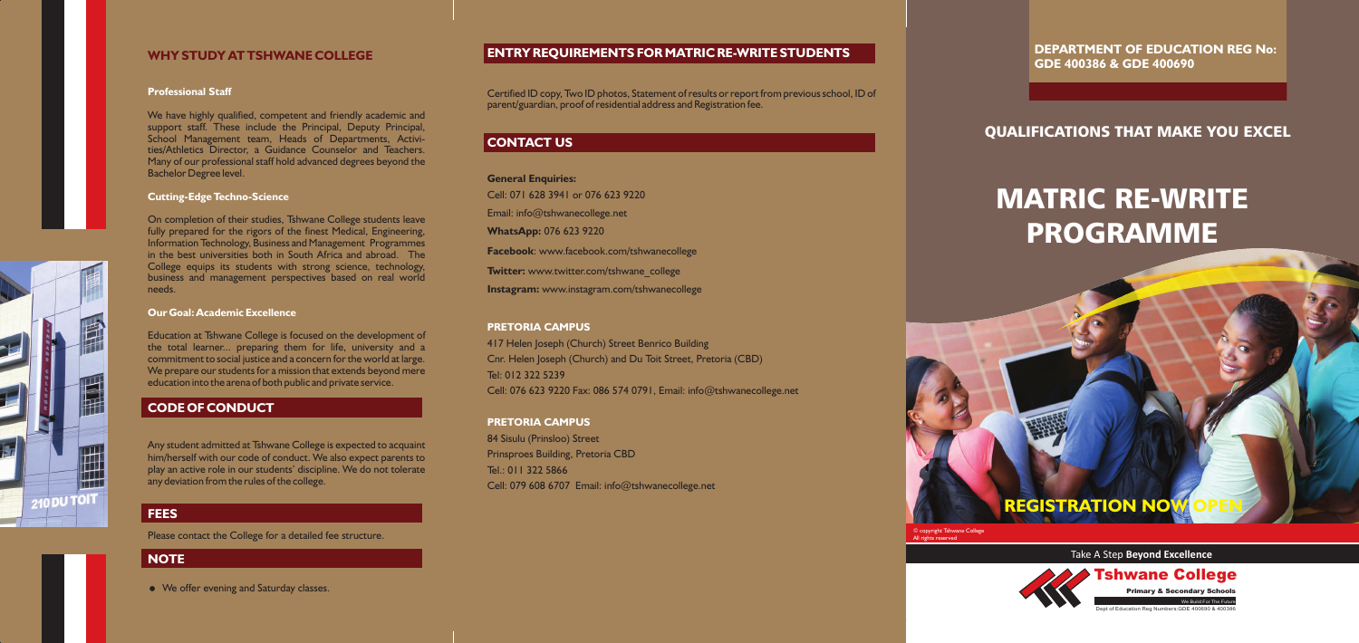## WHY STUDY AT TSHWANE COLLEGE

### Professional Staff

We have highly qualified, competent and friendly academic and support staff. These include the Principal, Deputy Principal, School Management team, Heads of Departments, Activities/Athletics Director, a Guidance Counselor and Teachers. Many of our professional staff hold advanced degrees beyond the Bachelor Degree level.

### Cutting-Edge Techno-Science

On completion of their studies, Tshwane College students leave fully prepared for the rigors of the finest Medical, Engineering, Information Technology, Business and Management Programmes in the best universities both in South Africa and abroad. The College equips its students with strong science, technology, business and management perspectives based on real world needs.

### Our Goal: Academic Excellence

Education at Tshwane College is focused on the development of the total learner... preparing them for life, university and a commitment to social justice and a concern for the world at large. We prepare our students for a mission that extends beyond mere education into the arena of both public and private service.

## CODE OF CONDUCT

Any student admitted at Tshwane College is expected to acquaint him/herself with our code of conduct. We also expect parents to play an active role in our students' discipline. We do not tolerate any deviation from the rules of the college.

## FEES

Please contact the College for a detailed fee structure.

## NOTE

- We offer evening and Saturday classes.

## ENTRY REQUIREMENTS FOR MATRIC RE-WRITE STUDENTS

Certified ID copy, Two ID photos, Statement of results or report from previous school, ID of parent/guardian, proof of residential address and Registration fee.

## CONTACT US

**General Enquiries:**

Cell: 071 628 3941 or 076 623 9220

Email: info@tshwanecollege.net

**WhatsApp:** 076 623 9220

**Facebook**: www.facebook.com/tshwanecollege

**Twitter:** www.twitter.com/tshwane_college

**Instagram:** www.instagram.com/tshwanecollege

### PRETORIA CAMPUS

417 Helen Joseph (Church) Street Benrico Building
Cnr. Helen Joseph (Church) and Du Toit Street, Pretoria (CBD)
Tel: 012 322 5239
Cell: 076 623 9220 Fax: 086 574 0791, Email: info@tshwanecollege.net

### PRETORIA CAMPUS

84 Sisulu (Prinsloo) Street
Prinsproes Building, Pretoria CBD
Tel.: 011 322 5866
Cell: 079 608 6707 Email: info@tshwanecollege.net

**DEPARTMENT OF EDUCATION REG No: GDE 400386 & GDE 400690**

## QUALIFICATIONS THAT MAKE YOU EXCEL

# MATRIC RE-WRITE PROGRAMME

## REGISTRATION NOW OPEN

© copyright Tshwane College
All rights reserved

Take A Step **Beyond Excellence**

**Tshwane College**
Primary & Secondary Schools
We Build For The Future
Dept of Education Reg Numbers:GDE 400690 & 400386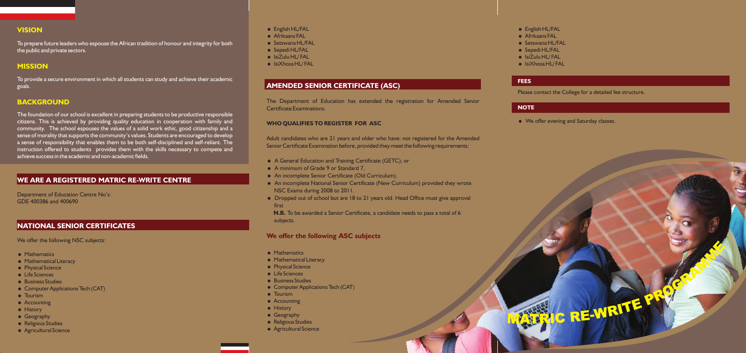## VISION

To prepare future leaders who espouse the African tradition of honour and integrity for both the public and private sectors.

## MISSION

To provide a secure environment in which all students can study and achieve their academic goals.

## BACKGROUND

The foundation of our school is excellent in preparing students to be productive responsible citizens. This is achieved by providing quality education in cooperation with family and community. The school espouses the values of a solid work ethic, good citizenship and a sense of morality that supports the community's values. Students are encouraged to develop a sense of responsibility that enables them to be both self-disciplined and self-reliant. The instruction offered to students provides them with the skills necessary to compete and achieve success in the academic and non-academic fields.

## WE ARE A REGISTERED MATRIC RE-WRITE CENTRE

Department of Education Centre No's:
GDE 400386 and 400690

## NATIONAL SENIOR CERTIFICATES

We offer the following NSC subjects:

- Mathematics
- Mathematical Literacy
- Physical Science
- Life Sciences
- Business Studies
- Computer Applications Tech (CAT)
- Tourism
- Accounting
- History
- Geography
- Religious Studies
- Agricultural Science
- English HL/FAL
- Afrikaans FAL
- Setswana HL/FAL
- Sepedi HL/FAL
- IsiZulu HL/ FAL
- IsiXhosa HL/ FAL

## AMENDED SENIOR CERTIFICATE (ASC)

The Department of Education has extended the registration for Amended Senior Certificate Examinations.

### WHO QUALIFIES TO REGISTER FOR ASC

Adult candidates who are 21 years and older who have: not registered for the Amended Senior Certificate Examination before, provided they meet the following requirements:

- A General Education and Training Certificate (GETC); or
- A minimum of Grade 9 or Standard 7,
- An incomplete Senior Certificate (Old Curriculum).
- An incomplete National Senior Certificate (New Curriculum) provided they wrote NSC Exams during 2008 to 2011.
- Dropped out of school but are 18 to 21 years old. Head Office must give approval first

  **N.B.** To be awarded a Senior Certificate, a candidate needs to pass a total of 6 subjects.

### We offer the following ASC subjects

- Mathematics
- Mathematical Literacy
- Physical Science
- Life Sciences
- Business Studies
- Computer Applications Tech (CAT)
- Tourism
- Accounting
- History
- Geography
- Religious Studies
- Agricultural Science
- English HL/FAL
- Afrikaans FAL
- Setswana HL/FAL
- Sepedi HL/FAL
- IsiZulu HL/ FAL
- IsiXhosa HL/ FAL

## FEES

Please contact the College for a detailed fee structure.

## NOTE

- We offer evening and Saturday classes.

MATRIC RE-WRITE PROGRAMME